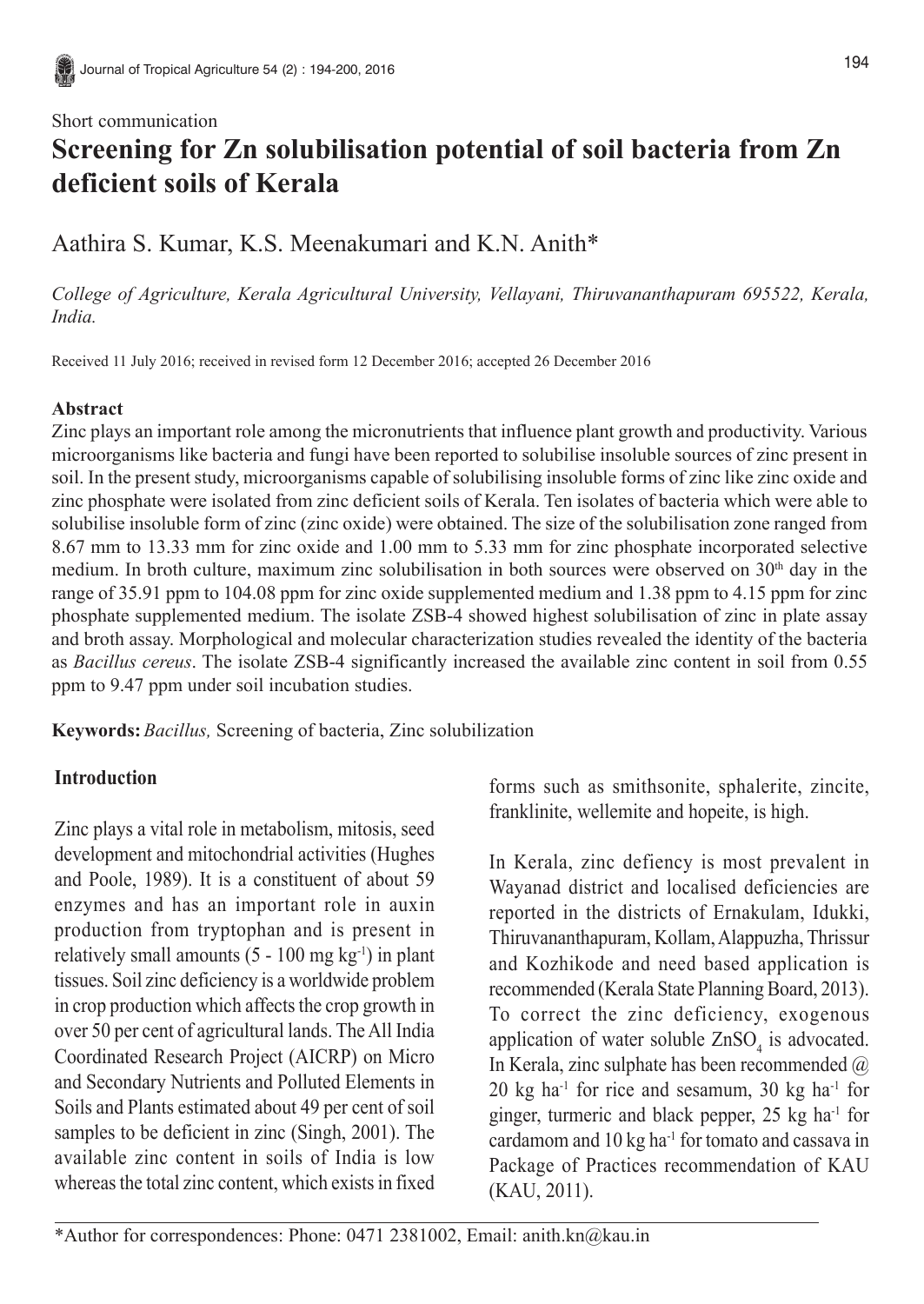Short communication

# Screening for Zn solubilisation potential of soil bacteria from Zn deficient soils of Kerala

Aathira S. Kumar, K.S. Meenakumari and K.N. Anith*

*College of Agriculture, Kerala Agricultural University, Vellayani, Thiruvananthapuram 695522, Kerala, India.*

Received 11 July 2016; received in revised form 12 December 2016; accepted 26 December 2016

## Abstract

Zinc plays an important role among the micronutrients that influence plant growth and productivity. Various microorganisms like bacteria and fungi have been reported to solubilise insoluble sources of zinc present in soil. In the present study, microorganisms capable of solubilising insoluble forms of zinc like zinc oxide and zinc phosphate were isolated from zinc deficient soils of Kerala. Ten isolates of bacteria which were able to solubilise insoluble form of zinc (zinc oxide) were obtained. The size of the solubilisation zone ranged from 8.67 mm to 13.33 mm for zinc oxide and 1.00 mm to 5.33 mm for zinc phosphate incorporated selective medium. In broth culture, maximum zinc solubilisation in both sources were observed on $30^{th}$ day in the range of 35.91 ppm to 104.08 ppm for zinc oxide supplemented medium and 1.38 ppm to 4.15 ppm for zinc phosphate supplemented medium. The isolate ZSB-4 showed highest solubilisation of zinc in plate assay and broth assay. Morphological and molecular characterization studies revealed the identity of the bacteria as *Bacillus cereus*. The isolate ZSB-4 significantly increased the available zinc content in soil from 0.55 ppm to 9.47 ppm under soil incubation studies.

**Keywords:** *Bacillus,* Screening of bacteria, Zinc solubilization

## Introduction

Zinc plays a vital role in metabolism, mitosis, seed development and mitochondrial activities (Hughes and Poole, 1989). It is a constituent of about 59 enzymes and has an important role in auxin production from tryptophan and is present in relatively small amounts (5 - 100 mg $kg^{-1}$) in plant tissues. Soil zinc deficiency is a worldwide problem in crop production which affects the crop growth in over 50 per cent of agricultural lands. The All India Coordinated Research Project (AICRP) on Micro and Secondary Nutrients and Polluted Elements in Soils and Plants estimated about 49 per cent of soil samples to be deficient in zinc (Singh, 2001). The available zinc content in soils of India is low whereas the total zinc content, which exists in fixed forms such as smithsonite, sphalerite, zincite, franklinite, wellemite and hopeite, is high.

In Kerala, zinc defiency is most prevalent in Wayanad district and localised deficiencies are reported in the districts of Ernakulam, Idukki, Thiruvananthapuram, Kollam, Alappuzha, Thrissur and Kozhikode and need based application is recommended (Kerala State Planning Board, 2013). To correct the zinc deficiency, exogenous application of water soluble $ZnSO_4$ is advocated. In Kerala, zinc sulphate has been recommended @ 20 kg $ha^{-1}$ for rice and sesamum, 30 kg $ha^{-1}$ for ginger, turmeric and black pepper, 25 kg $ha^{-1}$ for cardamom and 10 kg $ha^{-1}$ for tomato and cassava in Package of Practices recommendation of KAU (KAU, 2011).

*Author for correspondences: Phone: 0471 2381002, Email: anith.kn@kau.in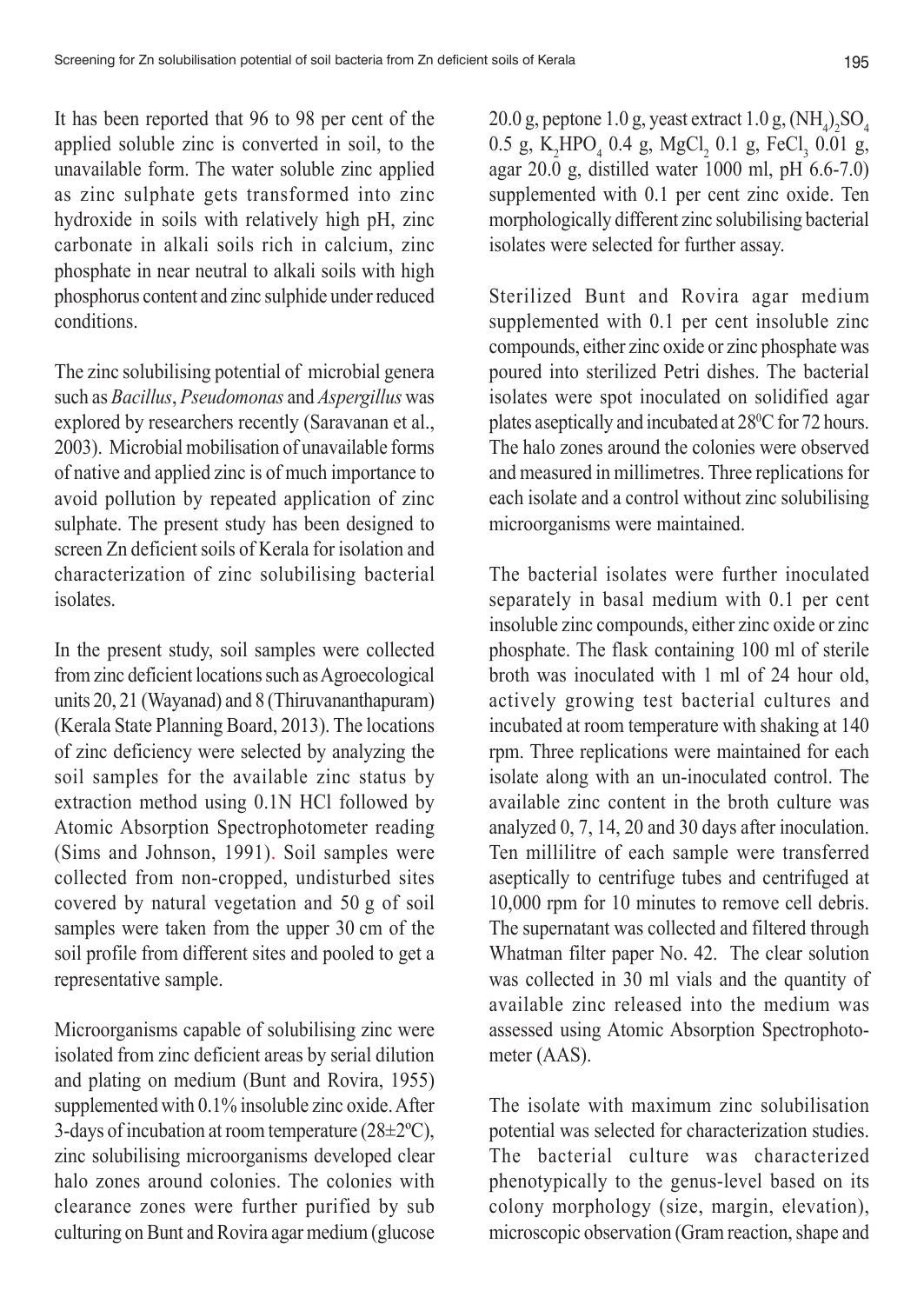It has been reported that 96 to 98 per cent of the applied soluble zinc is converted in soil, to the unavailable form. The water soluble zinc applied as zinc sulphate gets transformed into zinc hydroxide in soils with relatively high pH, zinc carbonate in alkali soils rich in calcium, zinc phosphate in near neutral to alkali soils with high phosphorus content and zinc sulphide under reduced conditions.

The zinc solubilising potential of microbial genera such as *Bacillus*, *Pseudomonas* and *Aspergillus* was explored by researchers recently (Saravanan et al., 2003). Microbial mobilisation of unavailable forms of native and applied zinc is of much importance to avoid pollution by repeated application of zinc sulphate. The present study has been designed to screen Zn deficient soils of Kerala for isolation and characterization of zinc solubilising bacterial isolates.

In the present study, soil samples were collected from zinc deficient locations such as Agroecological units 20, 21 (Wayanad) and 8 (Thiruvananthapuram) (Kerala State Planning Board, 2013). The locations of zinc deficiency were selected by analyzing the soil samples for the available zinc status by extraction method using 0.1N HCl followed by Atomic Absorption Spectrophotometer reading (Sims and Johnson, 1991). Soil samples were collected from non-cropped, undisturbed sites covered by natural vegetation and 50 g of soil samples were taken from the upper 30 cm of the soil profile from different sites and pooled to get a representative sample.

Microorganisms capable of solubilising zinc were isolated from zinc deficient areas by serial dilution and plating on medium (Bunt and Rovira, 1955) supplemented with 0.1% insoluble zinc oxide. After 3-days of incubation at room temperature (28±2ºC), zinc solubilising microorganisms developed clear halo zones around colonies. The colonies with clearance zones were further purified by sub culturing on Bunt and Rovira agar medium (glucose 20.0 g, peptone 1.0 g, yeast extract 1.0 g, $(NH_4)_2SO_4$ 0.5 g, $K_2HPO_4$ 0.4 g, $MgCl_2$ 0.1 g, $FeCl_3$ 0.01 g, agar 20.0 g, distilled water 1000 ml, pH 6.6-7.0) supplemented with 0.1 per cent zinc oxide. Ten morphologically different zinc solubilising bacterial isolates were selected for further assay.

Sterilized Bunt and Rovira agar medium supplemented with 0.1 per cent insoluble zinc compounds, either zinc oxide or zinc phosphate was poured into sterilized Petri dishes. The bacterial isolates were spot inoculated on solidified agar plates aseptically and incubated at $28^0$C for 72 hours. The halo zones around the colonies were observed and measured in millimetres. Three replications for each isolate and a control without zinc solubilising microorganisms were maintained.

The bacterial isolates were further inoculated separately in basal medium with 0.1 per cent insoluble zinc compounds, either zinc oxide or zinc phosphate. The flask containing 100 ml of sterile broth was inoculated with 1 ml of 24 hour old, actively growing test bacterial cultures and incubated at room temperature with shaking at 140 rpm. Three replications were maintained for each isolate along with an un-inoculated control. The available zinc content in the broth culture was analyzed 0, 7, 14, 20 and 30 days after inoculation. Ten millilitre of each sample were transferred aseptically to centrifuge tubes and centrifuged at 10,000 rpm for 10 minutes to remove cell debris. The supernatant was collected and filtered through Whatman filter paper No. 42. The clear solution was collected in 30 ml vials and the quantity of available zinc released into the medium was assessed using Atomic Absorption Spectrophotometer (AAS).

The isolate with maximum zinc solubilisation potential was selected for characterization studies. The bacterial culture was characterized phenotypically to the genus-level based on its colony morphology (size, margin, elevation), microscopic observation (Gram reaction, shape and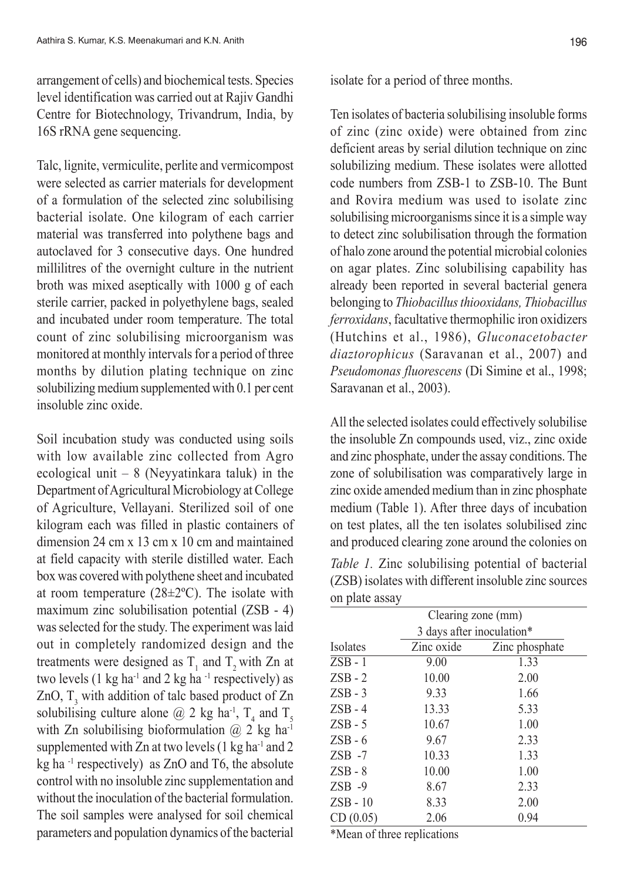arrangement of cells) and biochemical tests. Species level identification was carried out at Rajiv Gandhi Centre for Biotechnology, Trivandrum, India, by 16S rRNA gene sequencing.

Talc, lignite, vermiculite, perlite and vermicompost were selected as carrier materials for development of a formulation of the selected zinc solubilising bacterial isolate. One kilogram of each carrier material was transferred into polythene bags and autoclaved for 3 consecutive days. One hundred millilitres of the overnight culture in the nutrient broth was mixed aseptically with 1000 g of each sterile carrier, packed in polyethylene bags, sealed and incubated under room temperature. The total count of zinc solubilising microorganism was monitored at monthly intervals for a period of three months by dilution plating technique on zinc solubilizing medium supplemented with 0.1 per cent insoluble zinc oxide.

Soil incubation study was conducted using soils with low available zinc collected from Agro ecological unit – 8 (Neyyatinkara taluk) in the Department of Agricultural Microbiology at College of Agriculture, Vellayani. Sterilized soil of one kilogram each was filled in plastic containers of dimension 24 cm x 13 cm x 10 cm and maintained at field capacity with sterile distilled water. Each box was covered with polythene sheet and incubated at room temperature (28±2ºC). The isolate with maximum zinc solubilisation potential (ZSB - 4) was selected for the study. The experiment was laid out in completely randomized design and the treatments were designed as $T_1$ and $T_2$ with Zn at two levels (1 kg ha$^{-1}$ and 2 kg ha$^{-1}$ respectively) as ZnO, $T_3$ with addition of talc based product of Zn solubilising culture alone @ 2 kg ha$^{-1}$, $T_4$ and $T_5$ with Zn solubilising bioformulation @ 2 kg ha$^{-1}$ supplemented with Zn at two levels (1 kg ha$^{-1}$ and 2 kg ha$^{-1}$ respectively) as ZnO and T6, the absolute control with no insoluble zinc supplementation and without the inoculation of the bacterial formulation. The soil samples were analysed for soil chemical parameters and population dynamics of the bacterial isolate for a period of three months.

Ten isolates of bacteria solubilising insoluble forms of zinc (zinc oxide) were obtained from zinc deficient areas by serial dilution technique on zinc solubilizing medium. These isolates were allotted code numbers from ZSB-1 to ZSB-10. The Bunt and Rovira medium was used to isolate zinc solubilising microorganisms since it is a simple way to detect zinc solubilisation through the formation of halo zone around the potential microbial colonies on agar plates. Zinc solubilising capability has already been reported in several bacterial genera belonging to *Thiobacillus thiooxidans, Thiobacillus ferroxidans*, facultative thermophilic iron oxidizers (Hutchins et al., 1986), *Gluconacetobacter diaztorophicus* (Saravanan et al., 2007) and *Pseudomonas fluorescens* (Di Simine et al., 1998; Saravanan et al., 2003).

All the selected isolates could effectively solubilise the insoluble Zn compounds used, viz., zinc oxide and zinc phosphate, under the assay conditions. The zone of solubilisation was comparatively large in zinc oxide amended medium than in zinc phosphate medium (Table 1). After three days of incubation on test plates, all the ten isolates solubilised zinc and produced clearing zone around the colonies on

*Table 1.* Zinc solubilising potential of bacterial (ZSB) isolates with different insoluble zinc sources on plate assay

| | Clearing zone (mm) 3 days after inoculation* | |
|---|---|---|
| Isolates | Zinc oxide | Zinc phosphate |
| ZSB - 1 | 9.00 | 1.33 |
| ZSB - 2 | 10.00 | 2.00 |
| ZSB - 3 | 9.33 | 1.66 |
| ZSB - 4 | 13.33 | 5.33 |
| ZSB - 5 | 10.67 | 1.00 |
| ZSB - 6 | 9.67 | 2.33 |
| ZSB -7 | 10.33 | 1.33 |
| ZSB - 8 | 10.00 | 1.00 |
| ZSB -9 | 8.67 | 2.33 |
| ZSB - 10 | 8.33 | 2.00 |
| CD (0.05) | 2.06 | 0.94 |

*Mean of three replications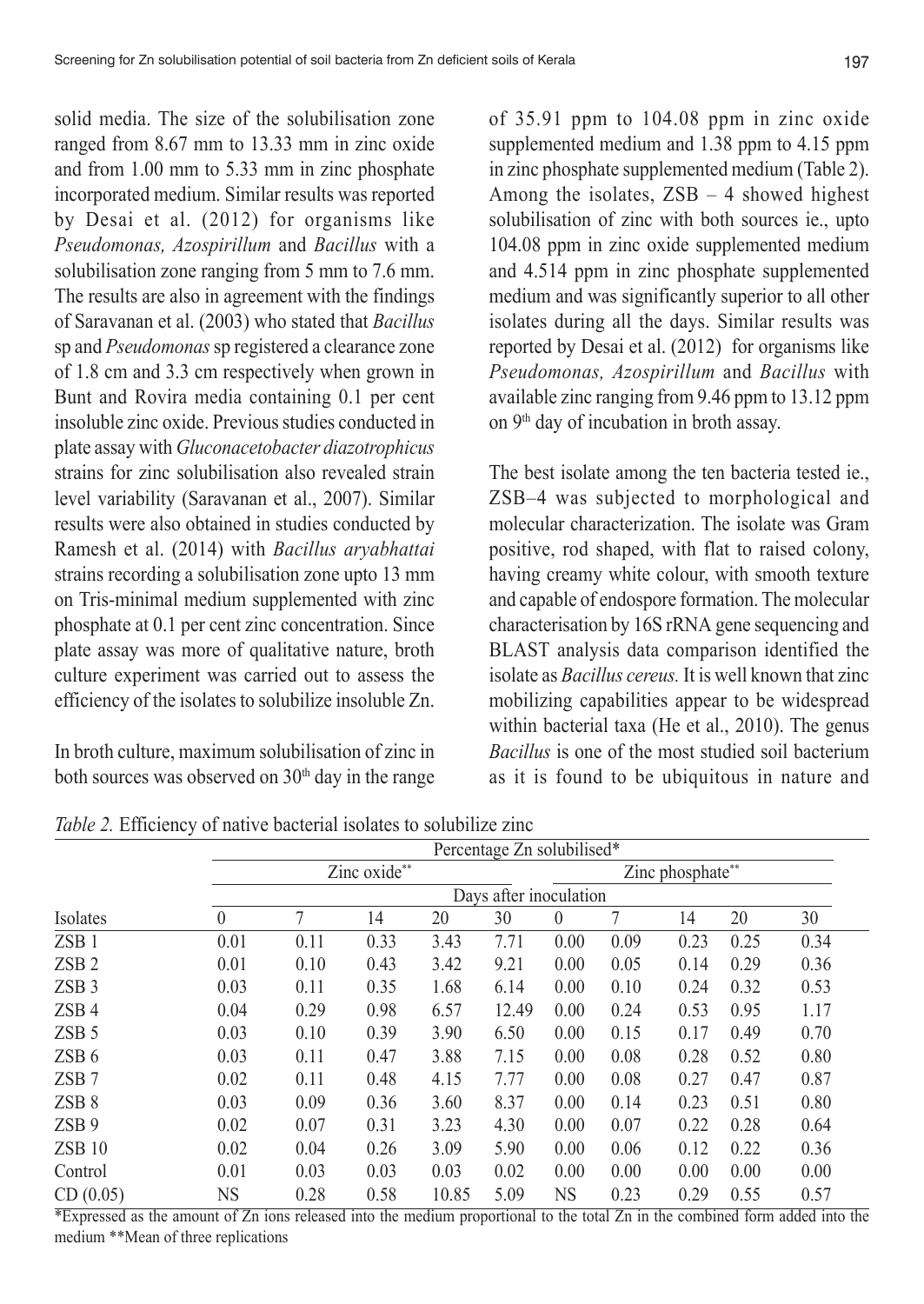solid media. The size of the solubilisation zone ranged from 8.67 mm to 13.33 mm in zinc oxide and from 1.00 mm to 5.33 mm in zinc phosphate incorporated medium. Similar results was reported by Desai et al. (2012) for organisms like *Pseudomonas, Azospirillum* and *Bacillus* with a solubilisation zone ranging from 5 mm to 7.6 mm. The results are also in agreement with the findings of Saravanan et al. (2003) who stated that *Bacillus* sp and *Pseudomonas* sp registered a clearance zone of 1.8 cm and 3.3 cm respectively when grown in Bunt and Rovira media containing 0.1 per cent insoluble zinc oxide. Previous studies conducted in plate assay with *Gluconacetobacter diazotrophicus* strains for zinc solubilisation also revealed strain level variability (Saravanan et al., 2007). Similar results were also obtained in studies conducted by Ramesh et al. (2014) with *Bacillus aryabhattai* strains recording a solubilisation zone upto 13 mm on Tris-minimal medium supplemented with zinc phosphate at 0.1 per cent zinc concentration. Since plate assay was more of qualitative nature, broth culture experiment was carried out to assess the efficiency of the isolates to solubilize insoluble Zn.

In broth culture, maximum solubilisation of zinc in both sources was observed on 30[th] day in the range of 35.91 ppm to 104.08 ppm in zinc oxide supplemented medium and 1.38 ppm to 4.15 ppm in zinc phosphate supplemented medium (Table 2). Among the isolates, ZSB – 4 showed highest solubilisation of zinc with both sources ie., upto 104.08 ppm in zinc oxide supplemented medium and 4.514 ppm in zinc phosphate supplemented medium and was significantly superior to all other isolates during all the days. Similar results was reported by Desai et al. (2012) for organisms like *Pseudomonas, Azospirillum* and *Bacillus* with available zinc ranging from 9.46 ppm to 13.12 ppm on 9[th] day of incubation in broth assay.

The best isolate among the ten bacteria tested ie., ZSB–4 was subjected to morphological and molecular characterization. The isolate was Gram positive, rod shaped, with flat to raised colony, having creamy white colour, with smooth texture and capable of endospore formation. The molecular characterisation by 16S rRNA gene sequencing and BLAST analysis data comparison identified the isolate as *Bacillus cereus.* It is well known that zinc mobilizing capabilities appear to be widespread within bacterial taxa (He et al., 2010). The genus *Bacillus* is one of the most studied soil bacterium as it is found to be ubiquitous in nature and

*Table 2.* Efficiency of native bacterial isolates to solubilize zinc

| | Percentage Zn solubilised* | | | | | | | | | |
|---|---|---|---|---|---|---|---|---|---|---|
| | Zinc oxide** | | | | | Zinc phosphate** | | | | |
| | Days after inoculation | | | | | | | | | |
| Isolates | 0 | 7 | 14 | 20 | 30 | 0 | 7 | 14 | 20 | 30 |
| ZSB 1 | 0.01 | 0.11 | 0.33 | 3.43 | 7.71 | 0.00 | 0.09 | 0.23 | 0.25 | 0.34 |
| ZSB 2 | 0.01 | 0.10 | 0.43 | 3.42 | 9.21 | 0.00 | 0.05 | 0.14 | 0.29 | 0.36 |
| ZSB 3 | 0.03 | 0.11 | 0.35 | 1.68 | 6.14 | 0.00 | 0.10 | 0.24 | 0.32 | 0.53 |
| ZSB 4 | 0.04 | 0.29 | 0.98 | 6.57 | 12.49 | 0.00 | 0.24 | 0.53 | 0.95 | 1.17 |
| ZSB 5 | 0.03 | 0.10 | 0.39 | 3.90 | 6.50 | 0.00 | 0.15 | 0.17 | 0.49 | 0.70 |
| ZSB 6 | 0.03 | 0.11 | 0.47 | 3.88 | 7.15 | 0.00 | 0.08 | 0.28 | 0.52 | 0.80 |
| ZSB 7 | 0.02 | 0.11 | 0.48 | 4.15 | 7.77 | 0.00 | 0.08 | 0.27 | 0.47 | 0.87 |
| ZSB 8 | 0.03 | 0.09 | 0.36 | 3.60 | 8.37 | 0.00 | 0.14 | 0.23 | 0.51 | 0.80 |
| ZSB 9 | 0.02 | 0.07 | 0.31 | 3.23 | 4.30 | 0.00 | 0.07 | 0.22 | 0.28 | 0.64 |
| ZSB 10 | 0.02 | 0.04 | 0.26 | 3.09 | 5.90 | 0.00 | 0.06 | 0.12 | 0.22 | 0.36 |
| Control | 0.01 | 0.03 | 0.03 | 0.03 | 0.02 | 0.00 | 0.00 | 0.00 | 0.00 | 0.00 |
| CD (0.05) | NS | 0.28 | 0.58 | 10.85 | 5.09 | NS | 0.23 | 0.29 | 0.55 | 0.57 |

*Expressed as the amount of Zn ions released into the medium proportional to the total Zn in the combined form added into the medium **Mean of three replications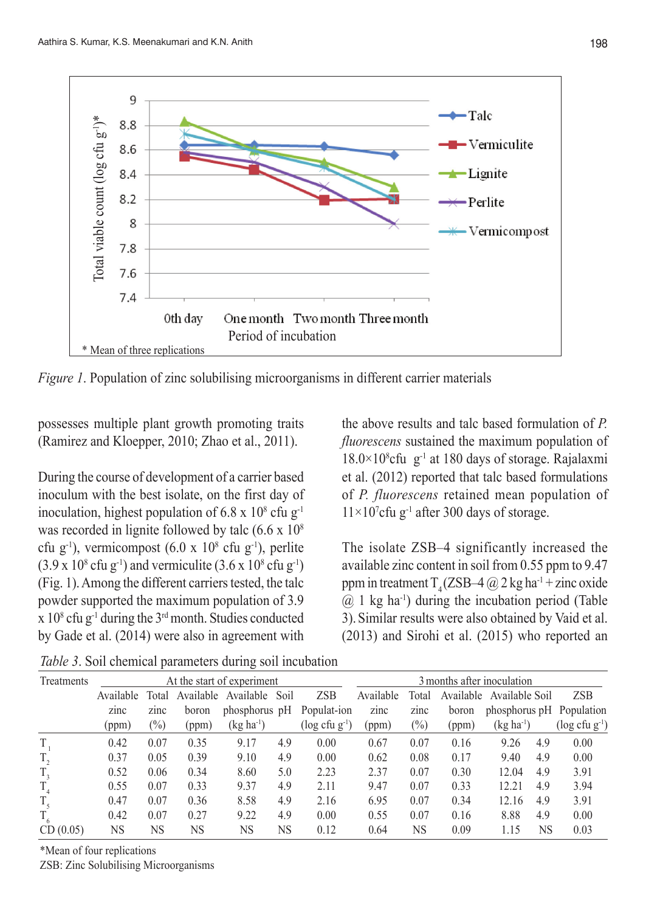*Figure 1*. Population of zinc solubilising microorganisms in different carrier materials

possesses multiple plant growth promoting traits (Ramirez and Kloepper, 2010; Zhao et al., 2011).

During the course of development of a carrier based inoculum with the best isolate, on the first day of inoculation, highest population of 6.8 x $10^8$ cfu $g^{-1}$ was recorded in lignite followed by talc (6.6 x $10^8$ cfu $g^{-1}$), vermicompost (6.0 x $10^8$ cfu $g^{-1}$), perlite (3.9 x $10^8$ cfu $g^{-1}$) and vermiculite (3.6 x $10^8$ cfu $g^{-1}$) (Fig. 1). Among the different carriers tested, the talc powder supported the maximum population of 3.9 x $10^8$ cfu $g^{-1}$ during the 3rd month. Studies conducted by Gade et al. (2014) were also in agreement with the above results and talc based formulation of *P. fluorescens* sustained the maximum population of 18.0×$10^8$cfu $g^{-1}$ at 180 days of storage. Rajalaxmi et al. (2012) reported that talc based formulations of *P. fluorescens* retained mean population of 11×$10^7$cfu $g^{-1}$ after 300 days of storage.

The isolate ZSB–4 significantly increased the available zinc content in soil from 0.55 ppm to 9.47 ppm in treatment $T_4$(ZSB–4 @ 2 kg $ha^{-1}$ + zinc oxide @ 1 kg $ha^{-1}$) during the incubation period (Table 3). Similar results were also obtained by Vaid et al. (2013) and Sirohi et al. (2015) who reported an

*Table 3*. Soil chemical parameters during soil incubation

| Treatments | At the start of experiment | | | | | | 3 months after inoculation | | | | | |
|---|---|---|---|---|---|---|---|---|---|---|---|---|
| | Available zinc (ppm) | Total zinc (%) | Available boron (ppm) | Available phosphorus (kg $ha^{-1}$) | Soil pH | ZSB Populat-ion (log cfu $g^{-1}$) | Available zinc (ppm) | Total zinc (%) | Available boron (ppm) | Available phosphorus (kg $ha^{-1}$) | Soil pH | ZSB Population (log cfu $g^{-1}$) |
| $T_1$ | 0.42 | 0.07 | 0.35 | 9.17 | 4.9 | 0.00 | 0.67 | 0.07 | 0.16 | 9.26 | 4.9 | 0.00 |
| $T_2$ | 0.37 | 0.05 | 0.39 | 9.10 | 4.9 | 0.00 | 0.62 | 0.08 | 0.17 | 9.40 | 4.9 | 0.00 |
| $T_3$ | 0.52 | 0.06 | 0.34 | 8.60 | 5.0 | 2.23 | 2.37 | 0.07 | 0.30 | 12.04 | 4.9 | 3.91 |
| $T_4$ | 0.55 | 0.07 | 0.33 | 9.37 | 4.9 | 2.11 | 9.47 | 0.07 | 0.33 | 12.21 | 4.9 | 3.94 |
| $T_5$ | 0.47 | 0.07 | 0.36 | 8.58 | 4.9 | 2.16 | 6.95 | 0.07 | 0.34 | 12.16 | 4.9 | 3.91 |
| $T_6$ | 0.42 | 0.07 | 0.27 | 9.22 | 4.9 | 0.00 | 0.55 | 0.07 | 0.16 | 8.88 | 4.9 | 0.00 |
| CD (0.05) | NS | NS | NS | NS | NS | 0.12 | 0.64 | NS | 0.09 | 1.15 | NS | 0.03 |

*Mean of four replications

ZSB: Zinc Solubilising Microorganisms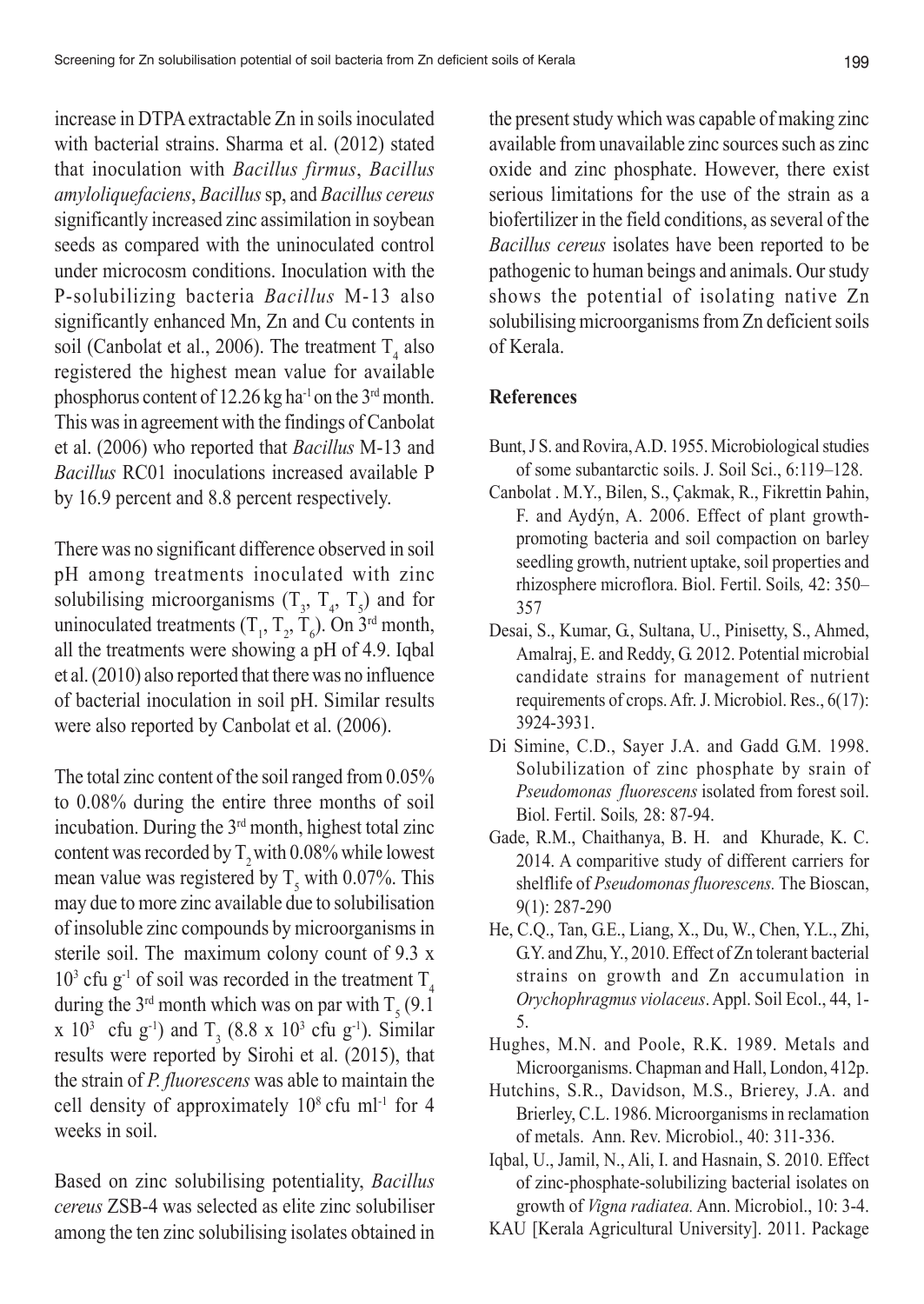increase in DTPA extractable Zn in soils inoculated with bacterial strains. Sharma et al. (2012) stated that inoculation with *Bacillus firmus*, *Bacillus amyloliquefaciens*, *Bacillus* sp, and *Bacillus cereus* significantly increased zinc assimilation in soybean seeds as compared with the uninoculated control under microcosm conditions. Inoculation with the P-solubilizing bacteria *Bacillus* M-13 also significantly enhanced Mn, Zn and Cu contents in soil (Canbolat et al., 2006). The treatment $T_4$ also registered the highest mean value for available phosphorus content of 12.26 kg $ha^{-1}$ on the 3rd month. This was in agreement with the findings of Canbolat et al. (2006) who reported that *Bacillus* M-13 and *Bacillus* RC01 inoculations increased available P by 16.9 percent and 8.8 percent respectively.

There was no significant difference observed in soil pH among treatments inoculated with zinc solubilising microorganisms ($T_3$, $T_4$, $T_5$) and for uninoculated treatments ($T_1$, $T_2$, $T_6$). On 3rd month, all the treatments were showing a pH of 4.9. Iqbal et al. (2010) also reported that there was no influence of bacterial inoculation in soil pH. Similar results were also reported by Canbolat et al. (2006).

The total zinc content of the soil ranged from 0.05% to 0.08% during the entire three months of soil incubation. During the 3rd month, highest total zinc content was recorded by $T_2$ with 0.08% while lowest mean value was registered by $T_5$ with 0.07%. This may due to more zinc available due to solubilisation of insoluble zinc compounds by microorganisms in sterile soil. The maximum colony count of 9.3 x $10^3$ cfu $g^{-1}$ of soil was recorded in the treatment $T_4$ during the 3rd month which was on par with $T_5$ (9.1 x $10^3$ cfu $g^{-1}$) and $T_3$ (8.8 x $10^3$ cfu $g^{-1}$). Similar results were reported by Sirohi et al. (2015), that the strain of *P. fluorescens* was able to maintain the cell density of approximately $10^8$ cfu $ml^{-1}$ for 4 weeks in soil.

Based on zinc solubilising potentiality, *Bacillus cereus* ZSB-4 was selected as elite zinc solubiliser among the ten zinc solubilising isolates obtained in the present study which was capable of making zinc available from unavailable zinc sources such as zinc oxide and zinc phosphate. However, there exist serious limitations for the use of the strain as a biofertilizer in the field conditions, as several of the *Bacillus cereus* isolates have been reported to be pathogenic to human beings and animals. Our study shows the potential of isolating native Zn solubilising microorganisms from Zn deficient soils of Kerala.

## References

Bunt, J S. and Rovira, A.D. 1955. Microbiological studies of some subantarctic soils. J. Soil Sci., 6:119–128.

Canbolat . M.Y., Bilen, S., Çakmak, R., Fikrettin Þahin, F. and Aydýn, A. 2006. Effect of plant growth-promoting bacteria and soil compaction on barley seedling growth, nutrient uptake, soil properties and rhizosphere microflora. Biol. Fertil. Soils*,* 42: 350–357

Desai, S., Kumar, G., Sultana, U., Pinisetty, S., Ahmed, Amalraj, E. and Reddy, G. 2012. Potential microbial candidate strains for management of nutrient requirements of crops. Afr. J. Microbiol. Res., 6(17): 3924-3931.

Di Simine, C.D., Sayer J.A. and Gadd G.M. 1998. Solubilization of zinc phosphate by srain of *Pseudomonas fluorescens* isolated from forest soil. Biol. Fertil. Soils*,* 28: 87-94.

Gade, R.M., Chaithanya, B. H. and Khurade, K. C. 2014. A comparitive study of different carriers for shelflife of *Pseudomonas fluorescens.* The Bioscan, 9(1): 287-290

He, C.Q., Tan, G.E., Liang, X., Du, W., Chen, Y.L., Zhi, G.Y. and Zhu, Y., 2010. Effect of Zn tolerant bacterial strains on growth and Zn accumulation in *Orychophragmus violaceus*. Appl. Soil Ecol., 44, 1-5.

Hughes, M.N. and Poole, R.K. 1989. Metals and Microorganisms. Chapman and Hall, London, 412p.

Hutchins, S.R., Davidson, M.S., Brierey, J.A. and Brierley, C.L. 1986. Microorganisms in reclamation of metals. Ann. Rev. Microbiol., 40: 311-336.

Iqbal, U., Jamil, N., Ali, I. and Hasnain, S. 2010. Effect of zinc-phosphate-solubilizing bacterial isolates on growth of *Vigna radiatea.* Ann. Microbiol., 10: 3-4.

KAU [Kerala Agricultural University]. 2011. Package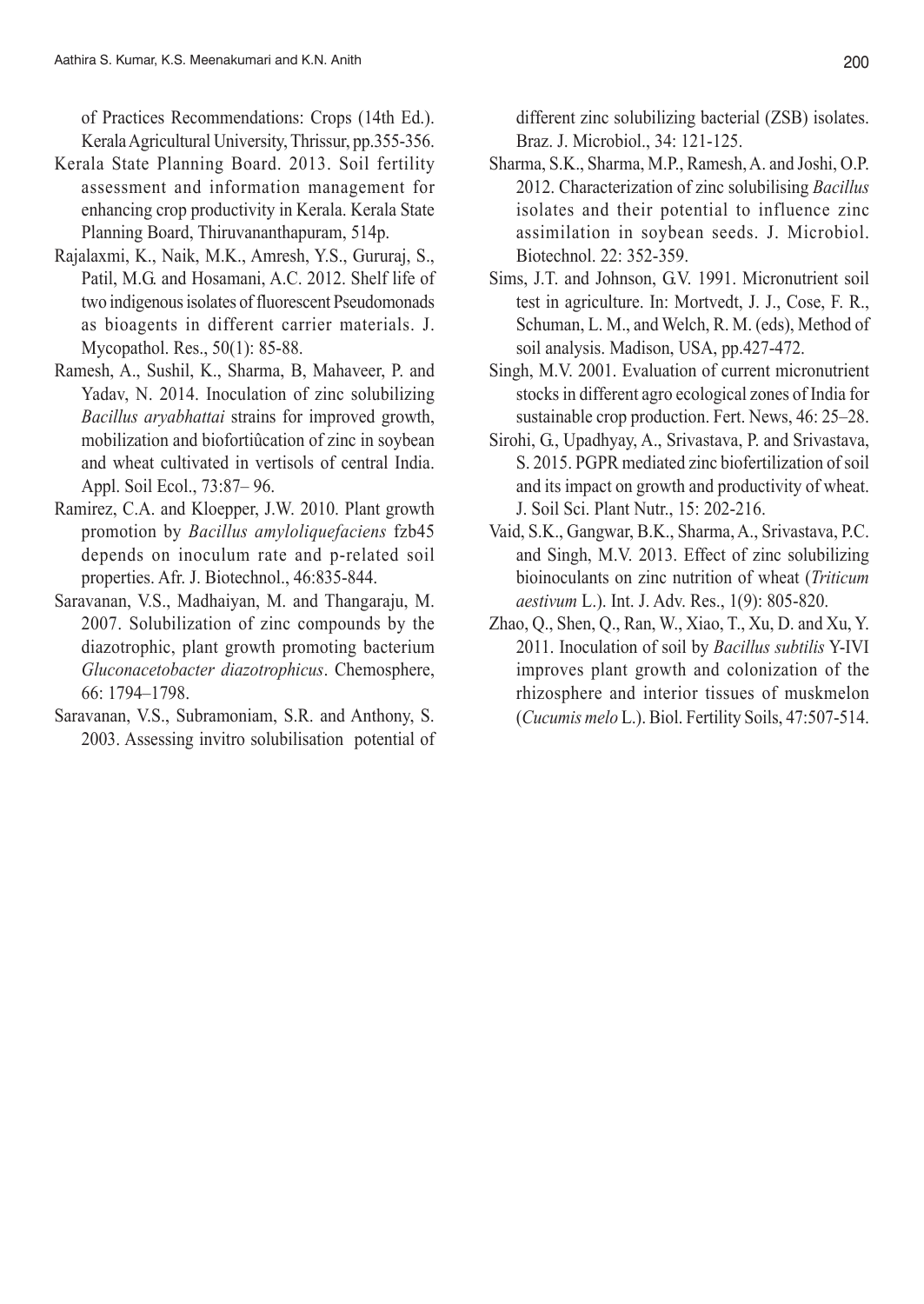of Practices Recommendations: Crops (14th Ed.). Kerala Agricultural University, Thrissur, pp.355-356.

Kerala State Planning Board. 2013. Soil fertility assessment and information management for enhancing crop productivity in Kerala. Kerala State Planning Board, Thiruvananthapuram, 514p.

Rajalaxmi, K., Naik, M.K., Amresh, Y.S., Gururaj, S., Patil, M.G. and Hosamani, A.C. 2012. Shelf life of two indigenous isolates of fluorescent Pseudomonads as bioagents in different carrier materials. J. Mycopathol. Res., 50(1): 85-88.

Ramesh, A., Sushil, K., Sharma, B, Mahaveer, P. and Yadav, N. 2014. Inoculation of zinc solubilizing *Bacillus aryabhattai* strains for improved growth, mobilization and biofortiûcation of zinc in soybean and wheat cultivated in vertisols of central India. Appl. Soil Ecol., 73:87– 96.

Ramirez, C.A. and Kloepper, J.W. 2010. Plant growth promotion by *Bacillus amyloliquefaciens* fzb45 depends on inoculum rate and p-related soil properties. Afr. J. Biotechnol., 46:835-844.

Saravanan, V.S., Madhaiyan, M. and Thangaraju, M. 2007. Solubilization of zinc compounds by the diazotrophic, plant growth promoting bacterium *Gluconacetobacter diazotrophicus*. Chemosphere, 66: 1794–1798.

Saravanan, V.S., Subramoniam, S.R. and Anthony, S. 2003. Assessing invitro solubilisation potential of different zinc solubilizing bacterial (ZSB) isolates. Braz. J. Microbiol., 34: 121-125.

Sharma, S.K., Sharma, M.P., Ramesh, A. and Joshi, O.P. 2012. Characterization of zinc solubilising *Bacillus* isolates and their potential to influence zinc assimilation in soybean seeds. J. Microbiol. Biotechnol. 22: 352-359.

Sims, J.T. and Johnson, G.V. 1991. Micronutrient soil test in agriculture. In: Mortvedt, J. J., Cose, F. R., Schuman, L. M., and Welch, R. M. (eds), Method of soil analysis. Madison, USA, pp.427-472.

Singh, M.V. 2001. Evaluation of current micronutrient stocks in different agro ecological zones of India for sustainable crop production. Fert. News, 46: 25–28.

Sirohi, G., Upadhyay, A., Srivastava, P. and Srivastava, S. 2015. PGPR mediated zinc biofertilization of soil and its impact on growth and productivity of wheat. J. Soil Sci. Plant Nutr., 15: 202-216.

Vaid, S.K., Gangwar, B.K., Sharma, A., Srivastava, P.C. and Singh, M.V. 2013. Effect of zinc solubilizing bioinoculants on zinc nutrition of wheat (*Triticum aestivum* L.). Int. J. Adv. Res., 1(9): 805-820.

Zhao, Q., Shen, Q., Ran, W., Xiao, T., Xu, D. and Xu, Y. 2011. Inoculation of soil by *Bacillus subtilis* Y-IVI improves plant growth and colonization of the rhizosphere and interior tissues of muskmelon (*Cucumis melo* L.). Biol. Fertility Soils, 47:507-514.